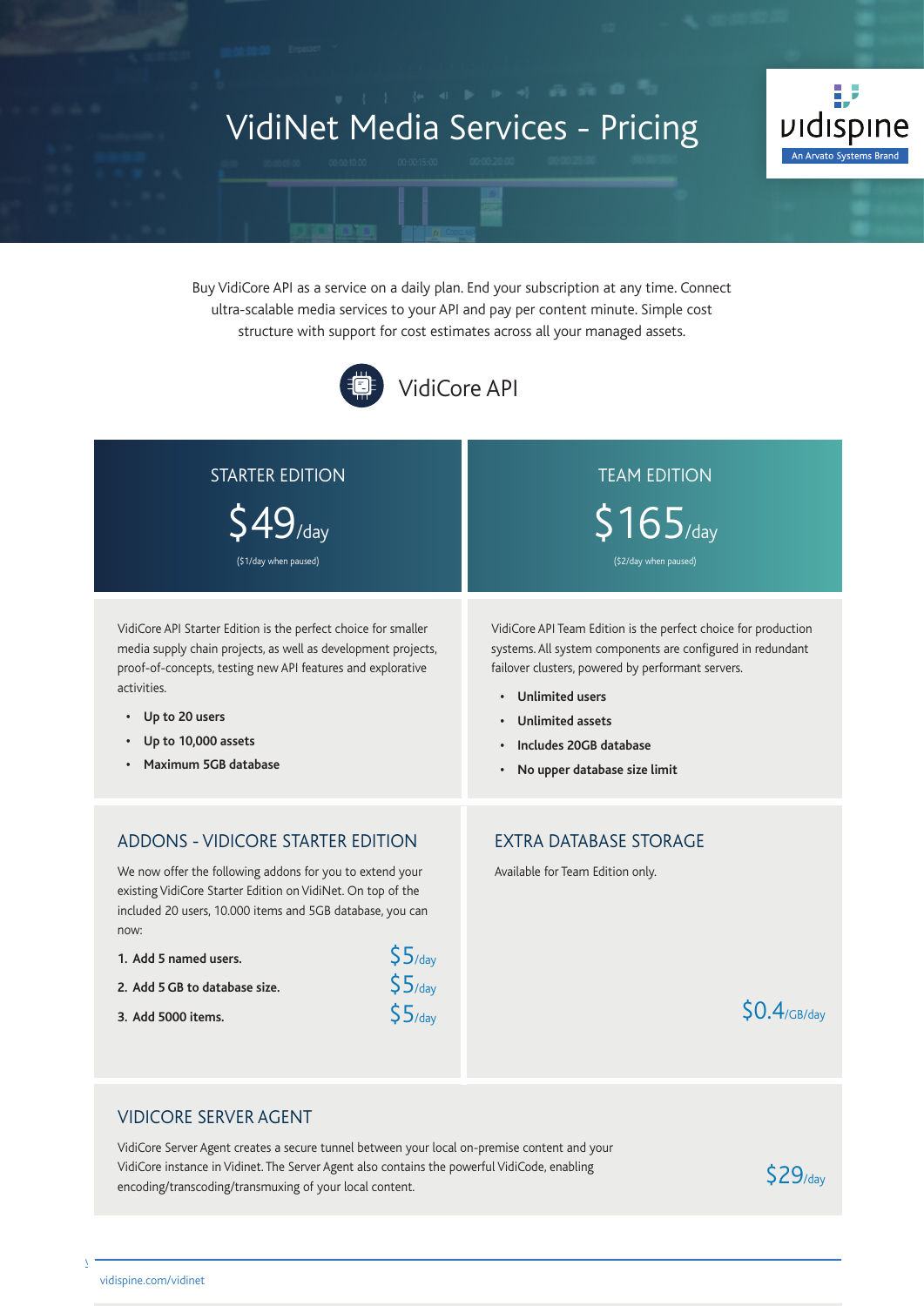# VidiNet Media Services - Pricing

vidispine
An Arvato Systems Brand

Buy VidiCore API as a service on a daily plan. End your subscription at any time. Connect ultra-scalable media services to your API and pay per content minute. Simple cost structure with support for cost estimates across all your managed assets.

## VidiCore API

### STARTER EDITION

**$49/day**

($1/day when paused)

VidiCore API Starter Edition is the perfect choice for smaller media supply chain projects, as well as development projects, proof-of-concepts, testing new API features and explorative activities.

- **Up to 20 users**
- **Up to 10,000 assets**
- **Maximum 5GB database**

### TEAM EDITION

**$165/day**

($2/day when paused)

VidiCore API Team Edition is the perfect choice for production systems. All system components are configured in redundant failover clusters, powered by performant servers.

- **Unlimited users**
- **Unlimited assets**
- **Includes 20GB database**
- **No upper database size limit**

### ADDONS - VIDICORE STARTER EDITION

We now offer the following addons for you to extend your existing VidiCore Starter Edition on VidiNet. On top of the included 20 users, 10.000 items and 5GB database, you can now:

1. **Add 5 named users.** $5/day
2. **Add 5 GB to database size.** $5/day
3. **Add 5000 items.** $5/day

### EXTRA DATABASE STORAGE

Available for Team Edition only.

$0.4/GB/day

### VIDICORE SERVER AGENT

VidiCore Server Agent creates a secure tunnel between your local on-premise content and your VidiCore instance in Vidinet. The Server Agent also contains the powerful VidiCode, enabling encoding/transcoding/transmuxing of your local content.

$29/day

vidispine.com/vidinet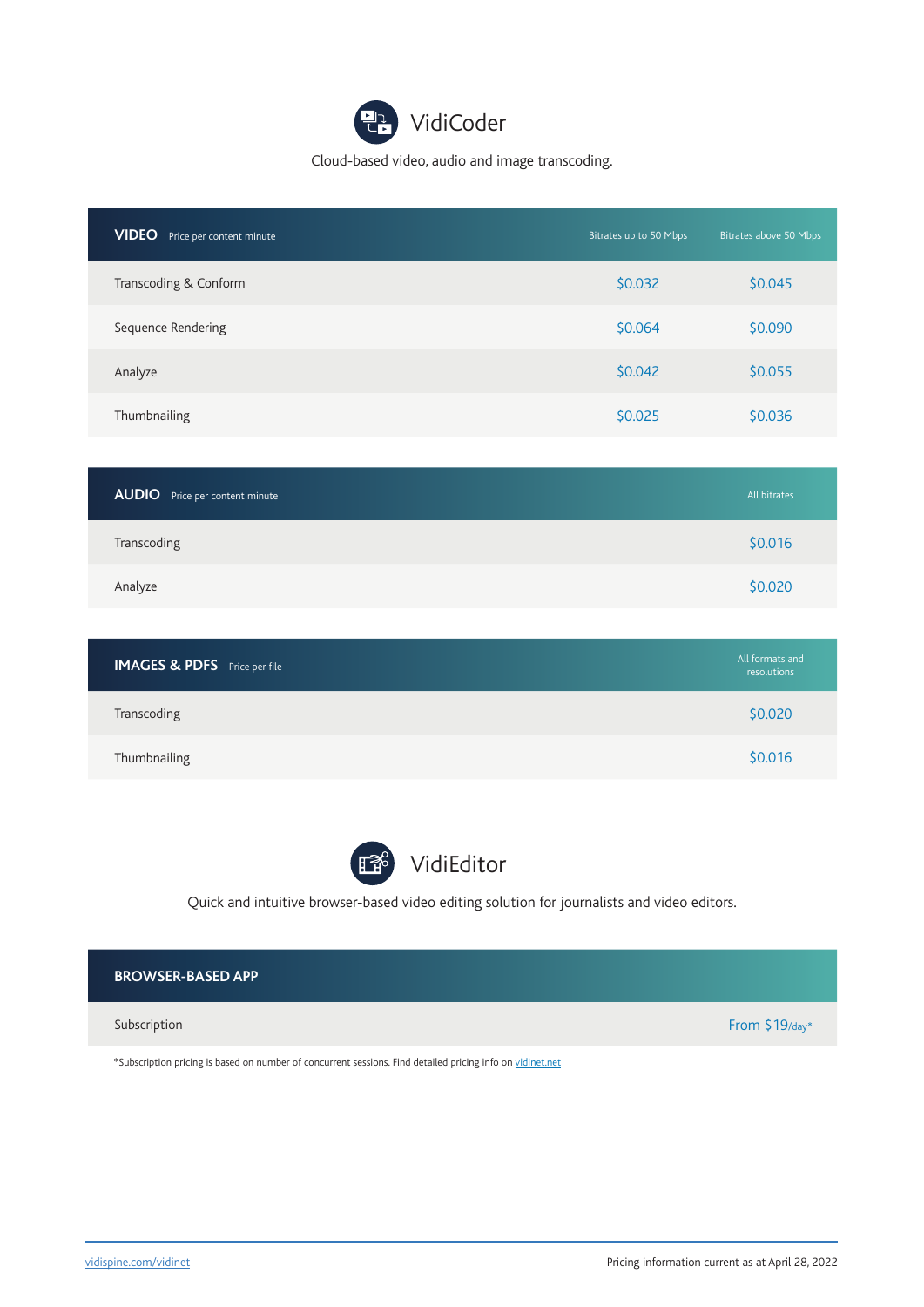# VidiCoder

Cloud-based video, audio and image transcoding.

| **VIDEO** Price per content minute | Bitrates up to 50 Mbps | Bitrates above 50 Mbps |
|---|---|---|
| Transcoding & Conform | $0.032 | $0.045 |
| Sequence Rendering | $0.064 | $0.090 |
| Analyze | $0.042 | $0.055 |
| Thumbnailing | $0.025 | $0.036 |

| **AUDIO** Price per content minute | All bitrates |
|---|---|
| Transcoding | $0.016 |
| Analyze | $0.020 |

| **IMAGES & PDFS** Price per file | All formats and resolutions |
|---|---|
| Transcoding | $0.020 |
| Thumbnailing | $0.016 |

# VidiEditor

Quick and intuitive browser-based video editing solution for journalists and video editors.

| **BROWSER-BASED APP** | |
|---|---|
| Subscription | From $19/day* |

*Subscription pricing is based on number of concurrent sessions. Find detailed pricing info on vidinet.net

vidispine.com/vidinet

Pricing information current as at April 28, 2022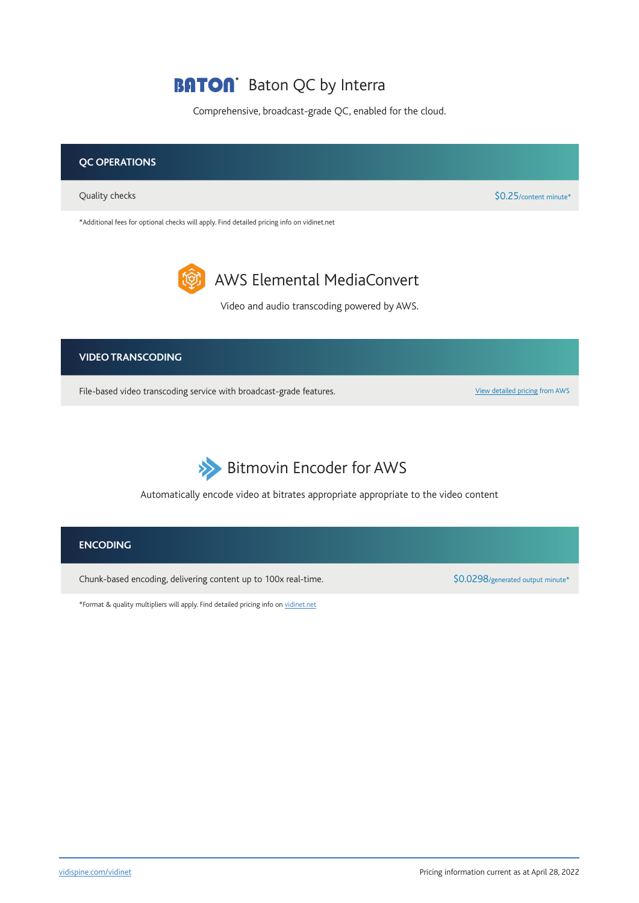## Baton QC by Interra

Comprehensive, broadcast-grade QC, enabled for the cloud.

| QC OPERATIONS | |
|---|---|
| Quality checks | $0.25/content minute* |

*Additional fees for optional checks will apply. Find detailed pricing info on vidinet.net

## AWS Elemental MediaConvert

Video and audio transcoding powered by AWS.

| VIDEO TRANSCODING | |
|---|---|
| File-based video transcoding service with broadcast-grade features. | View detailed pricing from AWS |

## Bitmovin Encoder for AWS

Automatically encode video at bitrates appropriate appropriate to the video content

| ENCODING | |
|---|---|
| Chunk-based encoding, delivering content up to 100x real-time. | $0.0298/generated output minute* |

*Format & quality multipliers will apply. Find detailed pricing info on vidinet.net

vidispine.com/vidinet

Pricing information current as at April 28, 2022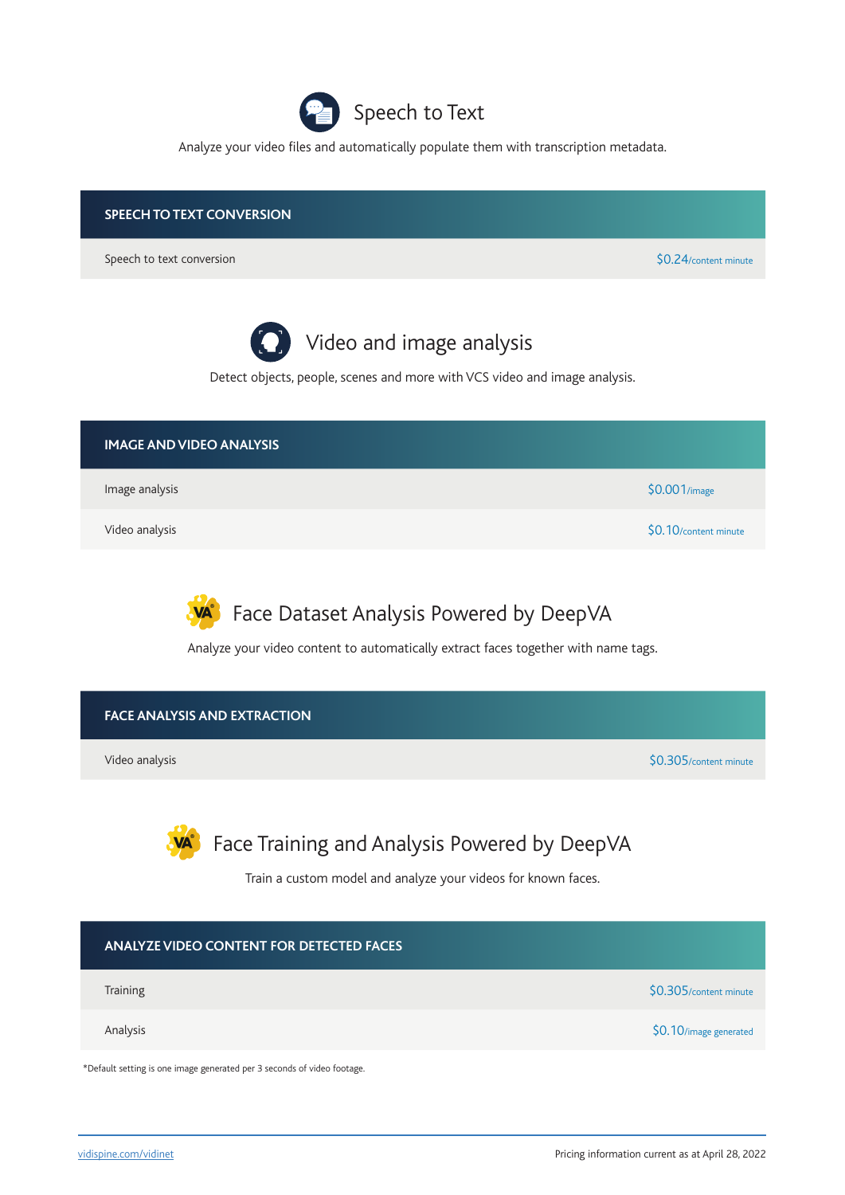## Speech to Text

Analyze your video files and automatically populate them with transcription metadata.

| SPEECH TO TEXT CONVERSION | |
|---|---|
| Speech to text conversion | $0.24/content minute |

## Video and image analysis

Detect objects, people, scenes and more with VCS video and image analysis.

| IMAGE AND VIDEO ANALYSIS | |
|---|---|
| Image analysis | $0.001/image |
| Video analysis | $0.10/content minute |

## Face Dataset Analysis Powered by DeepVA

Analyze your video content to automatically extract faces together with name tags.

| FACE ANALYSIS AND EXTRACTION | |
|---|---|
| Video analysis | $0.305/content minute |

## Face Training and Analysis Powered by DeepVA

Train a custom model and analyze your videos for known faces.

| ANALYZE VIDEO CONTENT FOR DETECTED FACES | |
|---|---|
| Training | $0.305/content minute |
| Analysis | $0.10/image generated |

*Default setting is one image generated per 3 seconds of video footage.

vidispine.com/vidinet

Pricing information current as at April 28, 2022